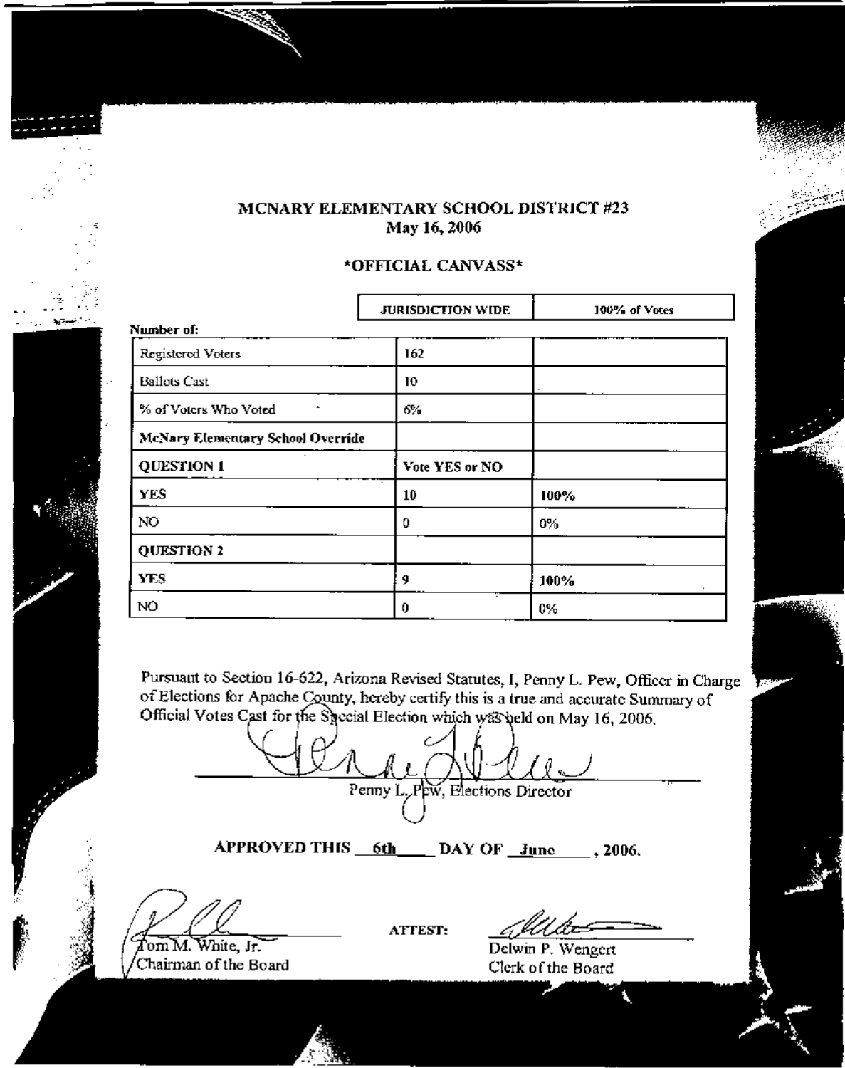# MCNARY ELEMENTARY SCHOOL DISTRICT #23

May 16, 2006

## \*OFFICIAL CANVASS\*

| Number of: | JURISDICTION WIDE | 100% of Votes |
|---|---|---|
| Registered Voters | 162 | |
| Ballots Cast | 10 | |
| % of Voters Who Voted | 6% | |
| **McNary Elementary School Override** | | |
| **QUESTION 1** | **Vote YES or NO** | |
| **YES** | 10 | 100% |
| NO | 0 | 0% |
| **QUESTION 2** | | |
| **YES** | 9 | 100% |
| NO | 0 | 0% |

Pursuant to Section 16-622, Arizona Revised Statutes, I, Penny L. Pew, Officer in Charge of Elections for Apache County, hereby certify this is a true and accurate Summary of Official Votes Cast for the Special Election which was held on May 16, 2006.

Penny L. Pew, Elections Director

**APPROVED THIS 6th DAY OF June , 2006.**

Tom M. White, Jr.
Chairman of the Board

ATTEST:

Delwin P. Wengert
Clerk of the Board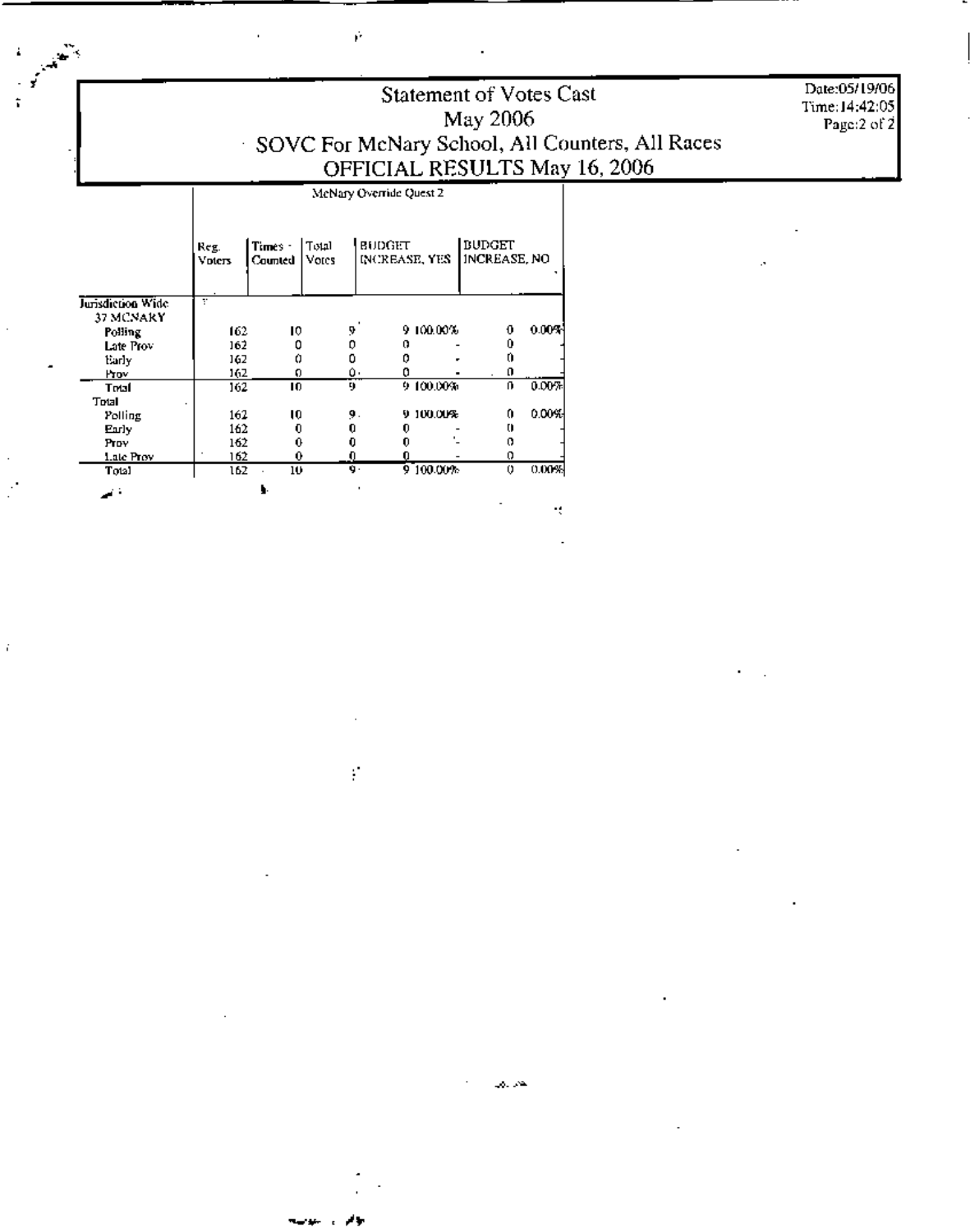# Statement of Votes Cast
## May 2006
## SOVC For McNary School, All Counters, All Races
## OFFICIAL RESULTS May 16, 2006

Date:05/19/06
Time:14:42:05

| | McNary Override Quest 2 | | | | | | |
|---|---|---|---|---|---|---|---|
| | Reg. Voters | Times Counted | Total Votes | BUDGET INCREASE, YES | | BUDGET INCREASE, NO | |
| **Jurisdiction Wide** | | | | | | | |
| 37 MCNARY | | | | | | | |
| Polling | 162 | 10 | 9 | 9 | 100.00% | 0 | 0.00% |
| Late Prov | 162 | 0 | 0 | 0 | - | 0 | - |
| Early | 162 | 0 | 0 | 0 | - | 0 | - |
| Prov | 162 | 0 | 0 | 0 | - | 0 | - |
| Total | 162 | 10 | 9 | 9 | 100.00% | 0 | 0.00% |
| **Total** | | | | | | | |
| Polling | 162 | 10 | 9 | 9 | 100.00% | 0 | 0.00% |
| Early | 162 | 0 | 0 | 0 | - | 0 | - |
| Prov | 162 | 0 | 0 | 0 | - | 0 | - |
| Late Prov | 162 | 0 | 0 | 0 | - | 0 | - |
| Total | 162 | 10 | 9 | 9 | 100.00% | 0 | 0.00% |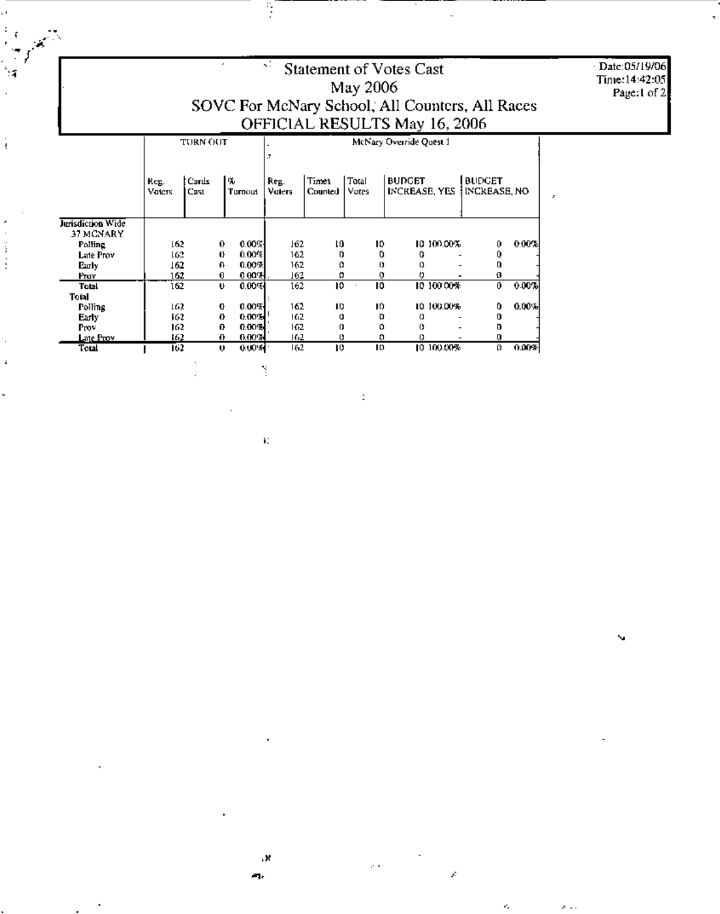# Statement of Votes Cast

## May 2006

## SOVC For McNary School, All Counters, All Races

## OFFICIAL RESULTS May 16, 2006

Date:05/19/06
Time:14:42:05

| | TURN OUT | | | McNary Override Quest 1 | | | | | | |
|---|---|---|---|---|---|---|---|---|---|---|
| | Reg. Voters | Cards Cast | % Turnout | Reg. Voters | Times Counted | Total Votes | BUDGET INCREASE, YES | | BUDGET INCREASE, NO | |
| **Jurisdiction Wide** | | | | | | | | | | |
| **37 MCNARY** | | | | | | | | | | |
| Polling | 162 | 0 | 0.00% | 162 | 10 | 10 | 10 | 100.00% | 0 | 0.00% |
| Late Prov | 162 | 0 | 0.00% | 162 | 0 | 0 | 0 | - | 0 | - |
| Early | 162 | 0 | 0.00% | 162 | 0 | 0 | 0 | - | 0 | - |
| Prov | 162 | 0 | 0.00% | 162 | 0 | 0 | 0 | - | 0 | - |
| **Total** | 162 | 0 | 0.00% | 162 | 10 | 10 | 10 | 100.00% | 0 | 0.00% |
| **Total** | | | | | | | | | | |
| Polling | 162 | 0 | 0.00% | 162 | 10 | 10 | 10 | 100.00% | 0 | 0.00% |
| Early | 162 | 0 | 0.00% | 162 | 0 | 0 | 0 | - | 0 | - |
| Prov | 162 | 0 | 0.00% | 162 | 0 | 0 | 0 | - | 0 | - |
| Late Prov | 162 | 0 | 0.00% | 162 | 0 | 0 | 0 | - | 0 | - |
| **Total** | 162 | 0 | 0.00% | 162 | 10 | 10 | 10 | 100.00% | 0 | 0.00% |